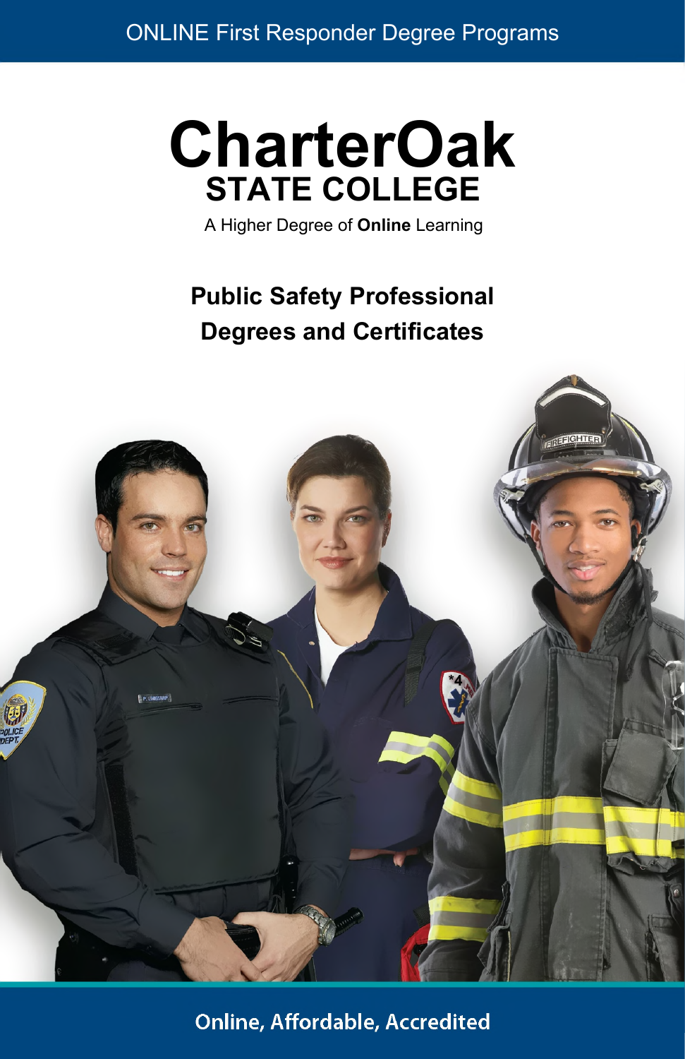ONLINE First Responder Degree Programs

# CharterOak
## STATE COLLEGE

A Higher Degree of **Online** Learning

## Public Safety Professional Degrees and Certificates

**Online, Affordable, Accredited**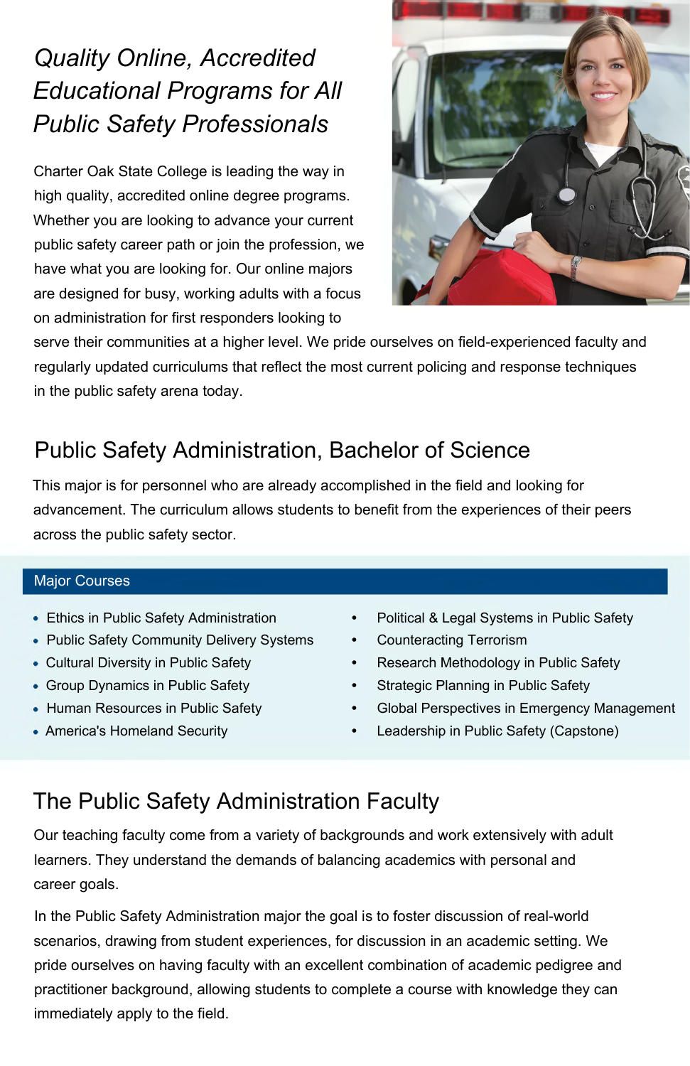# *Quality Online, Accredited Educational Programs for All Public Safety Professionals*

Charter Oak State College is leading the way in high quality, accredited online degree programs. Whether you are looking to advance your current public safety career path or join the profession, we have what you are looking for. Our online majors are designed for busy, working adults with a focus on administration for first responders looking to serve their communities at a higher level. We pride ourselves on field-experienced faculty and regularly updated curriculums that reflect the most current policing and response techniques in the public safety arena today.

## Public Safety Administration, Bachelor of Science

This major is for personnel who are already accomplished in the field and looking for advancement. The curriculum allows students to benefit from the experiences of their peers across the public safety sector.

### Major Courses

- Ethics in Public Safety Administration
- Public Safety Community Delivery Systems
- Cultural Diversity in Public Safety
- Group Dynamics in Public Safety
- Human Resources in Public Safety
- America's Homeland Security
- Political & Legal Systems in Public Safety
- Counteracting Terrorism
- Research Methodology in Public Safety
- Strategic Planning in Public Safety
- Global Perspectives in Emergency Management
- Leadership in Public Safety (Capstone)

## The Public Safety Administration Faculty

Our teaching faculty come from a variety of backgrounds and work extensively with adult learners. They understand the demands of balancing academics with personal and career goals.

In the Public Safety Administration major the goal is to foster discussion of real-world scenarios, drawing from student experiences, for discussion in an academic setting. We pride ourselves on having faculty with an excellent combination of academic pedigree and practitioner background, allowing students to complete a course with knowledge they can immediately apply to the field.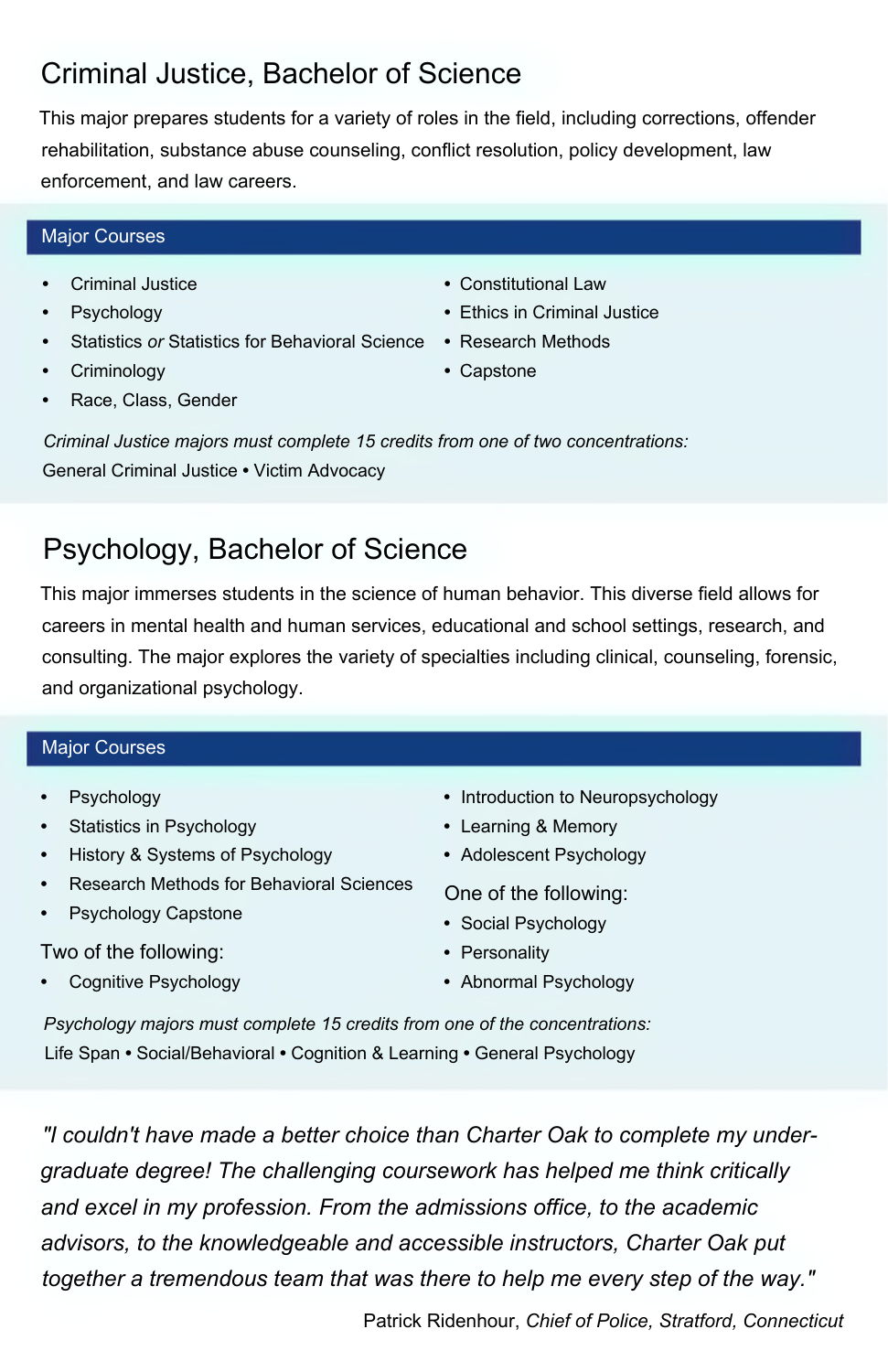## Criminal Justice, Bachelor of Science

This major prepares students for a variety of roles in the field, including corrections, offender rehabilitation, substance abuse counseling, conflict resolution, policy development, law enforcement, and law careers.

### Major Courses

- Criminal Justice
- Psychology
- Statistics *or* Statistics for Behavioral Science
- Criminology
- Race, Class, Gender
- Constitutional Law
- Ethics in Criminal Justice
- Research Methods
- Capstone

*Criminal Justice majors must complete 15 credits from one of two concentrations:*

General Criminal Justice • Victim Advocacy

## Psychology, Bachelor of Science

This major immerses students in the science of human behavior. This diverse field allows for careers in mental health and human services, educational and school settings, research, and consulting. The major explores the variety of specialties including clinical, counseling, forensic, and organizational psychology.

### Major Courses

- Psychology
- Statistics in Psychology
- History & Systems of Psychology
- Research Methods for Behavioral Sciences
- Psychology Capstone

Two of the following:

- Cognitive Psychology
- Introduction to Neuropsychology
- Learning & Memory
- Adolescent Psychology

One of the following:

- Social Psychology
- Personality
- Abnormal Psychology

*Psychology majors must complete 15 credits from one of the concentrations:*

Life Span • Social/Behavioral • Cognition & Learning • General Psychology

*"I couldn't have made a better choice than Charter Oak to complete my undergraduate degree! The challenging coursework has helped me think critically and excel in my profession. From the admissions office, to the academic advisors, to the knowledgeable and accessible instructors, Charter Oak put together a tremendous team that was there to help me every step of the way."*

Patrick Ridenhour, *Chief of Police, Stratford, Connecticut*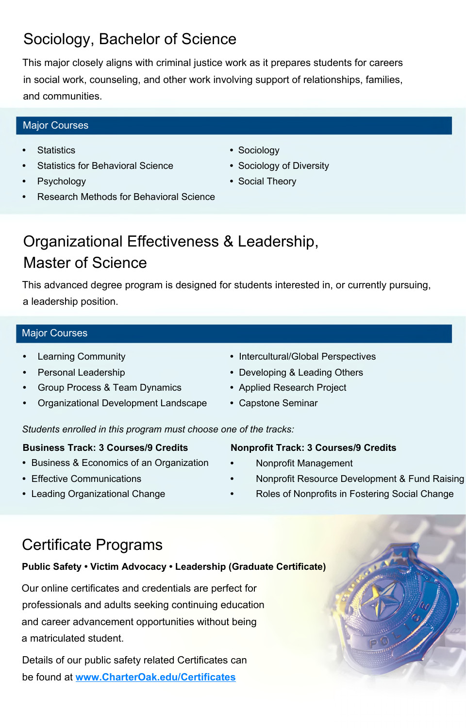# Sociology, Bachelor of Science

This major closely aligns with criminal justice work as it prepares students for careers in social work, counseling, and other work involving support of relationships, families, and communities.

## Major Courses

- Statistics
- Statistics for Behavioral Science
- Psychology
- Research Methods for Behavioral Science
- Sociology
- Sociology of Diversity
- Social Theory

# Organizational Effectiveness & Leadership, Master of Science

This advanced degree program is designed for students interested in, or currently pursuing, a leadership position.

## Major Courses

- Learning Community
- Personal Leadership
- Group Process & Team Dynamics
- Organizational Development Landscape
- Intercultural/Global Perspectives
- Developing & Leading Others
- Applied Research Project
- Capstone Seminar

*Students enrolled in this program must choose one of the tracks:*

**Business Track: 3 Courses/9 Credits**

- Business & Economics of an Organization
- Effective Communications
- Leading Organizational Change

**Nonprofit Track: 3 Courses/9 Credits**

- Nonprofit Management
- Nonprofit Resource Development & Fund Raising
- Roles of Nonprofits in Fostering Social Change

# Certificate Programs

**Public Safety • Victim Advocacy • Leadership (Graduate Certificate)**

Our online certificates and credentials are perfect for professionals and adults seeking continuing education and career advancement opportunities without being a matriculated student.

Details of our public safety related Certificates can be found at **www.CharterOak.edu/Certificates**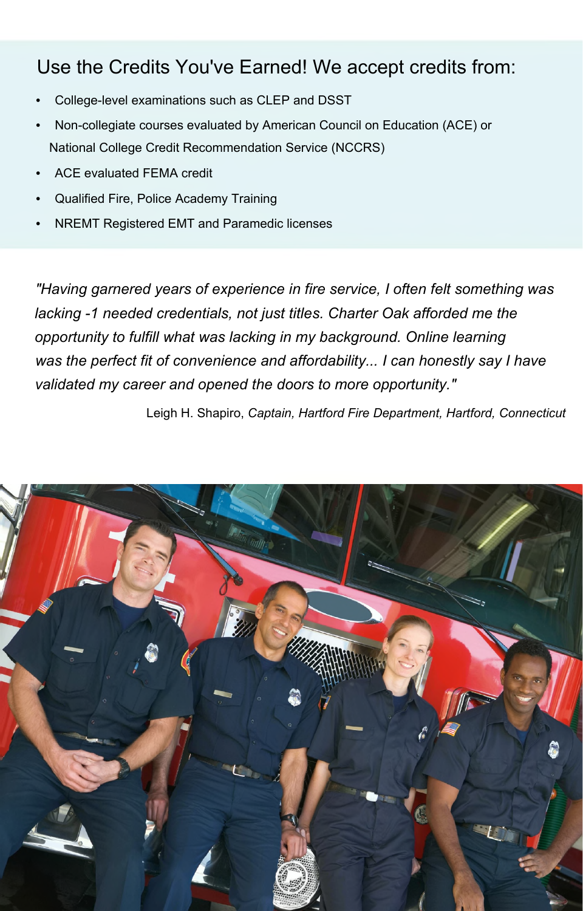## Use the Credits You've Earned! We accept credits from:

- College-level examinations such as CLEP and DSST
- Non-collegiate courses evaluated by American Council on Education (ACE) or National College Credit Recommendation Service (NCCRS)
- ACE evaluated FEMA credit
- Qualified Fire, Police Academy Training
- NREMT Registered EMT and Paramedic licenses

*"Having garnered years of experience in fire service, I often felt something was lacking -1 needed credentials, not just titles. Charter Oak afforded me the opportunity to fulfill what was lacking in my background. Online learning was the perfect fit of convenience and affordability... I can honestly say I have validated my career and opened the doors to more opportunity."*

Leigh H. Shapiro, *Captain, Hartford Fire Department, Hartford, Connecticut*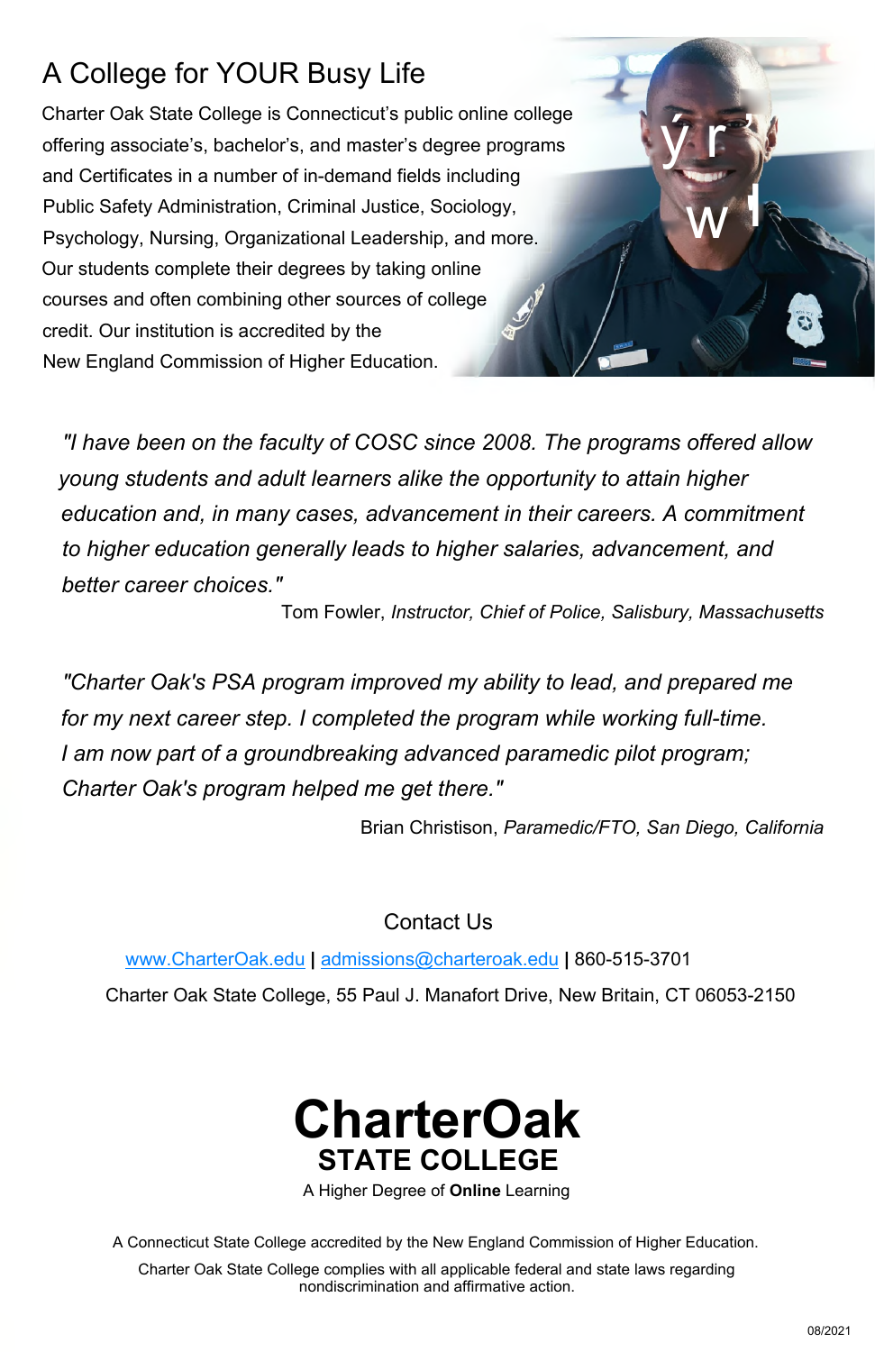# A College for YOUR Busy Life

Charter Oak State College is Connecticut's public online college offering associate's, bachelor's, and master's degree programs and Certificates in a number of in-demand fields including Public Safety Administration, Criminal Justice, Sociology, Psychology, Nursing, Organizational Leadership, and more. Our students complete their degrees by taking online courses and often combining other sources of college credit. Our institution is accredited by the New England Commission of Higher Education.

*"I have been on the faculty of COSC since 2008. The programs offered allow young students and adult learners alike the opportunity to attain higher education and, in many cases, advancement in their careers. A commitment to higher education generally leads to higher salaries, advancement, and better career choices."*

Tom Fowler, *Instructor, Chief of Police, Salisbury, Massachusetts*

*"Charter Oak's PSA program improved my ability to lead, and prepared me for my next career step. I completed the program while working full-time. I am now part of a groundbreaking advanced paramedic pilot program; Charter Oak's program helped me get there."*

Brian Christison, *Paramedic/FTO, San Diego, California*

## Contact Us

www.CharterOak.edu **|** admissions@charteroak.edu **|** 860-515-3701

Charter Oak State College, 55 Paul J. Manafort Drive, New Britain, CT 06053-2150

**CharterOak**
**STATE COLLEGE**
A Higher Degree of **Online** Learning

A Connecticut State College accredited by the New England Commission of Higher Education.

Charter Oak State College complies with all applicable federal and state laws regarding nondiscrimination and affirmative action.

08/2021